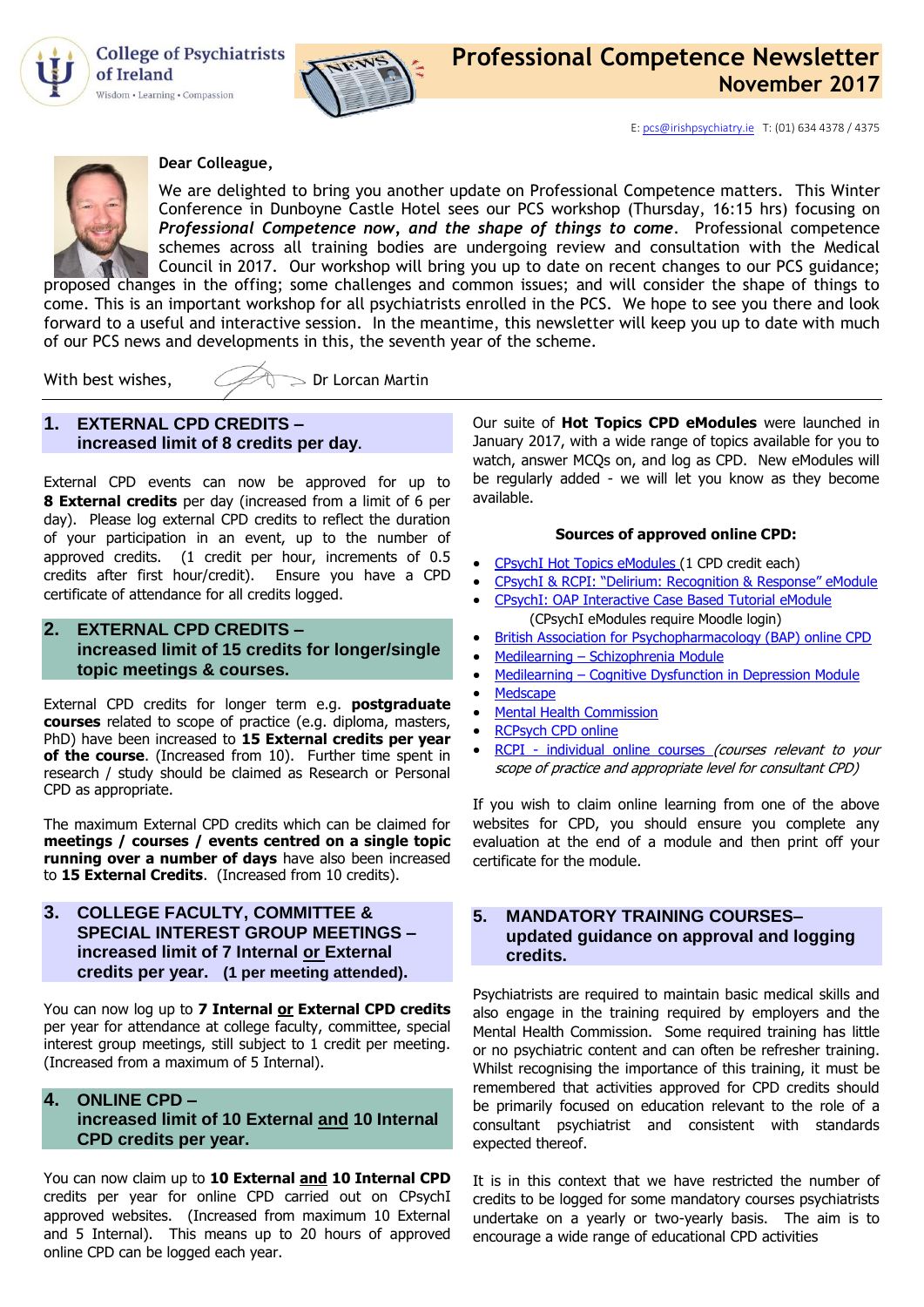College of Psychiatrists of Ireland

Wisdom • Learning • Compassion

# Professional Competence Newsletter
## November 2017

E: pcs@irishpsychiatry.ie T: (01) 634 4378 / 4375

**Dear Colleague,**

We are delighted to bring you another update on Professional Competence matters. This Winter Conference in Dunboyne Castle Hotel sees our PCS workshop (Thursday, 16:15 hrs) focusing on ***Professional Competence now, and the shape of things to come***. Professional competence schemes across all training bodies are undergoing review and consultation with the Medical Council in 2017. Our workshop will bring you up to date on recent changes to our PCS guidance; proposed changes in the offing; some challenges and common issues; and will consider the shape of things to come. This is an important workshop for all psychiatrists enrolled in the PCS. We hope to see you there and look forward to a useful and interactive session. In the meantime, this newsletter will keep you up to date with much of our PCS news and developments in this, the seventh year of the scheme.

With best wishes, Dr Lorcan Martin

## 1. EXTERNAL CPD CREDITS – increased limit of 8 credits per day.

External CPD events can now be approved for up to **8 External credits** per day (increased from a limit of 6 per day). Please log external CPD credits to reflect the duration of your participation in an event, up to the number of approved credits. (1 credit per hour, increments of 0.5 credits after first hour/credit). Ensure you have a CPD certificate of attendance for all credits logged.

## 2. EXTERNAL CPD CREDITS – increased limit of 15 credits for longer/single topic meetings & courses.

External CPD credits for longer term e.g. **postgraduate courses** related to scope of practice (e.g. diploma, masters, PhD) have been increased to **15 External credits per year of the course**. (Increased from 10). Further time spent in research / study should be claimed as Research or Personal CPD as appropriate.

The maximum External CPD credits which can be claimed for **meetings / courses / events centred on a single topic running over a number of days** have also been increased to **15 External Credits**. (Increased from 10 credits).

## 3. COLLEGE FACULTY, COMMITTEE & SPECIAL INTEREST GROUP MEETINGS – increased limit of 7 Internal or External credits per year. (1 per meeting attended).

You can now log up to **7 Internal or External CPD credits** per year for attendance at college faculty, committee, special interest group meetings, still subject to 1 credit per meeting. (Increased from a maximum of 5 Internal).

## 4. ONLINE CPD – increased limit of 10 External and 10 Internal CPD credits per year.

You can now claim up to **10 External and 10 Internal CPD** credits per year for online CPD carried out on CPsychI approved websites. (Increased from maximum 10 External and 5 Internal). This means up to 20 hours of approved online CPD can be logged each year.

Our suite of **Hot Topics CPD eModules** were launched in January 2017, with a wide range of topics available for you to watch, answer MCQs on, and log as CPD. New eModules will be regularly added - we will let you know as they become available.

**Sources of approved online CPD:**

- CPsychI Hot Topics eModules (1 CPD credit each)
- CPsychI & RCPI: "Delirium: Recognition & Response" eModule
- CPsychI: OAP Interactive Case Based Tutorial eModule
  (CPsychI eModules require Moodle login)
- British Association for Psychopharmacology (BAP) online CPD
- Medilearning – Schizophrenia Module
- Medilearning – Cognitive Dysfunction in Depression Module
- Medscape
- Mental Health Commission
- RCPsych CPD online
- RCPI - individual online courses *(courses relevant to your scope of practice and appropriate level for consultant CPD)*

If you wish to claim online learning from one of the above websites for CPD, you should ensure you complete any evaluation at the end of a module and then print off your certificate for the module.

## 5. MANDATORY TRAINING COURSES– updated guidance on approval and logging credits.

Psychiatrists are required to maintain basic medical skills and also engage in the training required by employers and the Mental Health Commission. Some required training has little or no psychiatric content and can often be refresher training. Whilst recognising the importance of this training, it must be remembered that activities approved for CPD credits should be primarily focused on education relevant to the role of a consultant psychiatrist and consistent with standards expected thereof.

It is in this context that we have restricted the number of credits to be logged for some mandatory courses psychiatrists undertake on a yearly or two-yearly basis. The aim is to encourage a wide range of educational CPD activities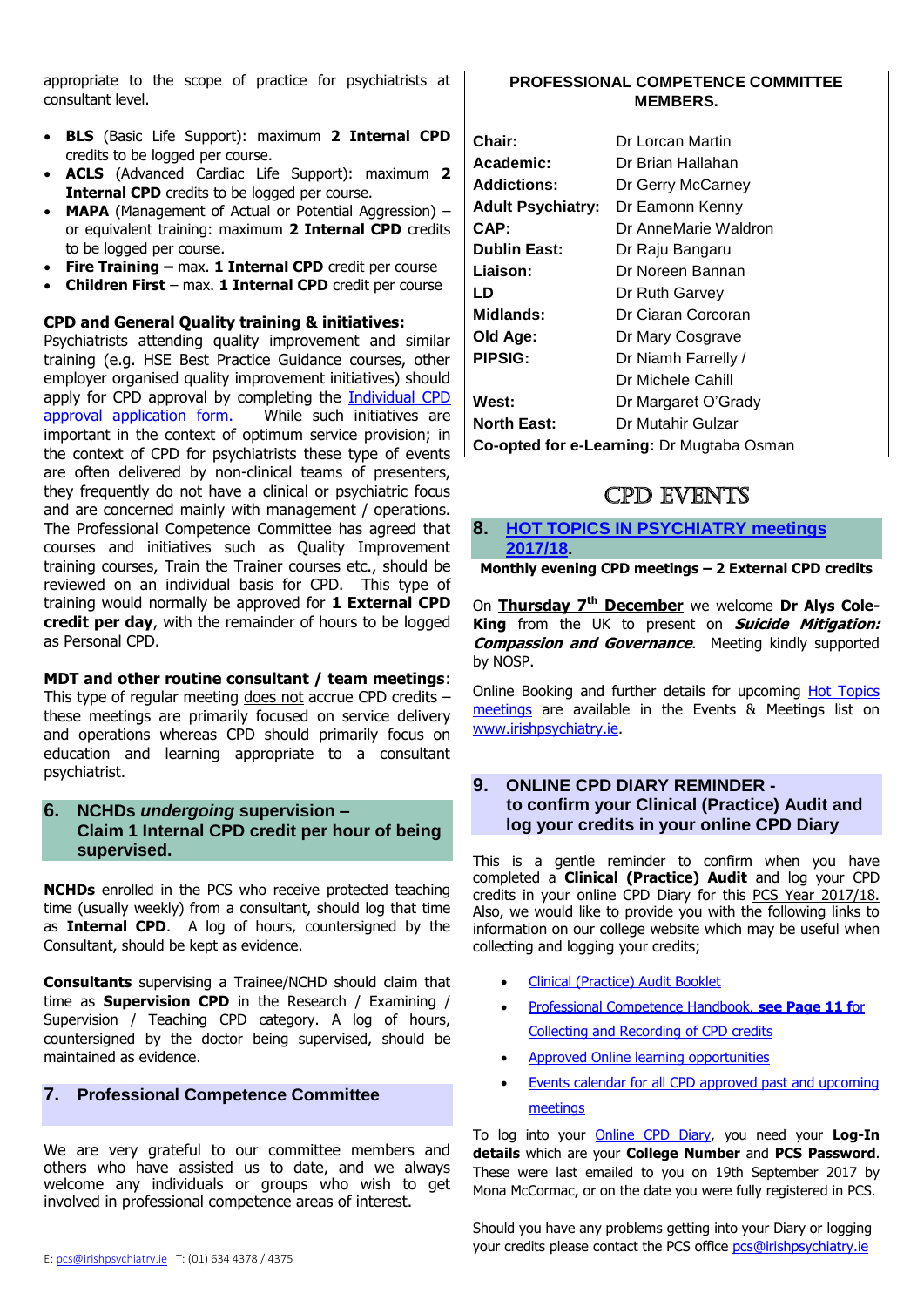appropriate to the scope of practice for psychiatrists at consultant level.

- **BLS** (Basic Life Support): maximum **2 Internal CPD** credits to be logged per course.
- **ACLS** (Advanced Cardiac Life Support): maximum **2 Internal CPD** credits to be logged per course.
- **MAPA** (Management of Actual or Potential Aggression) – or equivalent training: maximum **2 Internal CPD** credits to be logged per course.
- **Fire Training –** max. **1 Internal CPD** credit per course
- **Children First** – max. **1 Internal CPD** credit per course

**CPD and General Quality training & initiatives:**
Psychiatrists attending quality improvement and similar training (e.g. HSE Best Practice Guidance courses, other employer organised quality improvement initiatives) should apply for CPD approval by completing the Individual CPD approval application form. While such initiatives are important in the context of optimum service provision; in the context of CPD for psychiatrists these type of events are often delivered by non-clinical teams of presenters, they frequently do not have a clinical or psychiatric focus and are concerned mainly with management / operations. The Professional Competence Committee has agreed that courses and initiatives such as Quality Improvement training courses, Train the Trainer courses etc., should be reviewed on an individual basis for CPD. This type of training would normally be approved for **1 External CPD credit per day**, with the remainder of hours to be logged as Personal CPD.

**MDT and other routine consultant / team meetings**:
This type of regular meeting does not accrue CPD credits – these meetings are primarily focused on service delivery and operations whereas CPD should primarily focus on education and learning appropriate to a consultant psychiatrist.

## 6. NCHDs *undergoing* supervision – Claim 1 Internal CPD credit per hour of being supervised.

**NCHDs** enrolled in the PCS who receive protected teaching time (usually weekly) from a consultant, should log that time as **Internal CPD**. A log of hours, countersigned by the Consultant, should be kept as evidence.

**Consultants** supervising a Trainee/NCHD should claim that time as **Supervision CPD** in the Research / Examining / Supervision / Teaching CPD category. A log of hours, countersigned by the doctor being supervised, should be maintained as evidence.

## 7. Professional Competence Committee

We are very grateful to our committee members and others who have assisted us to date, and we always welcome any individuals or groups who wish to get involved in professional competence areas of interest.

**PROFESSIONAL COMPETENCE COMMITTEE MEMBERS.**

| | |
|---|---|
| **Chair:** | Dr Lorcan Martin |
| **Academic:** | Dr Brian Hallahan |
| **Addictions:** | Dr Gerry McCarney |
| **Adult Psychiatry:** | Dr Eamonn Kenny |
| **CAP:** | Dr AnneMarie Waldron |
| **Dublin East:** | Dr Raju Bangaru |
| **Liaison:** | Dr Noreen Bannan |
| **LD** | Dr Ruth Garvey |
| **Midlands:** | Dr Ciaran Corcoran |
| **Old Age:** | Dr Mary Cosgrave |
| **PIPSIG:** | Dr Niamh Farrelly / Dr Michele Cahill |
| **West:** | Dr Margaret O'Grady |
| **North East:** | Dr Mutahir Gulzar |
| **Co-opted for e-Learning:** | Dr Mugtaba Osman |

# CPD EVENTS

## 8. HOT TOPICS IN PSYCHIATRY meetings 2017/18.

**Monthly evening CPD meetings – 2 External CPD credits**

On **Thursday 7th December** we welcome **Dr Alys Cole-King** from the UK to present on ***Suicide Mitigation: Compassion and Governance***. Meeting kindly supported by NOSP.

Online Booking and further details for upcoming Hot Topics meetings are available in the Events & Meetings list on www.irishpsychiatry.ie.

## 9. ONLINE CPD DIARY REMINDER - to confirm your Clinical (Practice) Audit and log your credits in your online CPD Diary

This is a gentle reminder to confirm when you have completed a **Clinical (Practice) Audit** and log your CPD credits in your online CPD Diary for this PCS Year 2017/18. Also, we would like to provide you with the following links to information on our college website which may be useful when collecting and logging your credits;

- Clinical (Practice) Audit Booklet
- Professional Competence Handbook, **see Page 11** for Collecting and Recording of CPD credits
- Approved Online learning opportunities
- Events calendar for all CPD approved past and upcoming meetings

To log into your Online CPD Diary, you need your **Log-In details** which are your **College Number** and **PCS Password**. These were last emailed to you on 19th September 2017 by Mona McCormac, or on the date you were fully registered in PCS.

Should you have any problems getting into your Diary or logging your credits please contact the PCS office pcs@irishpsychiatry.ie